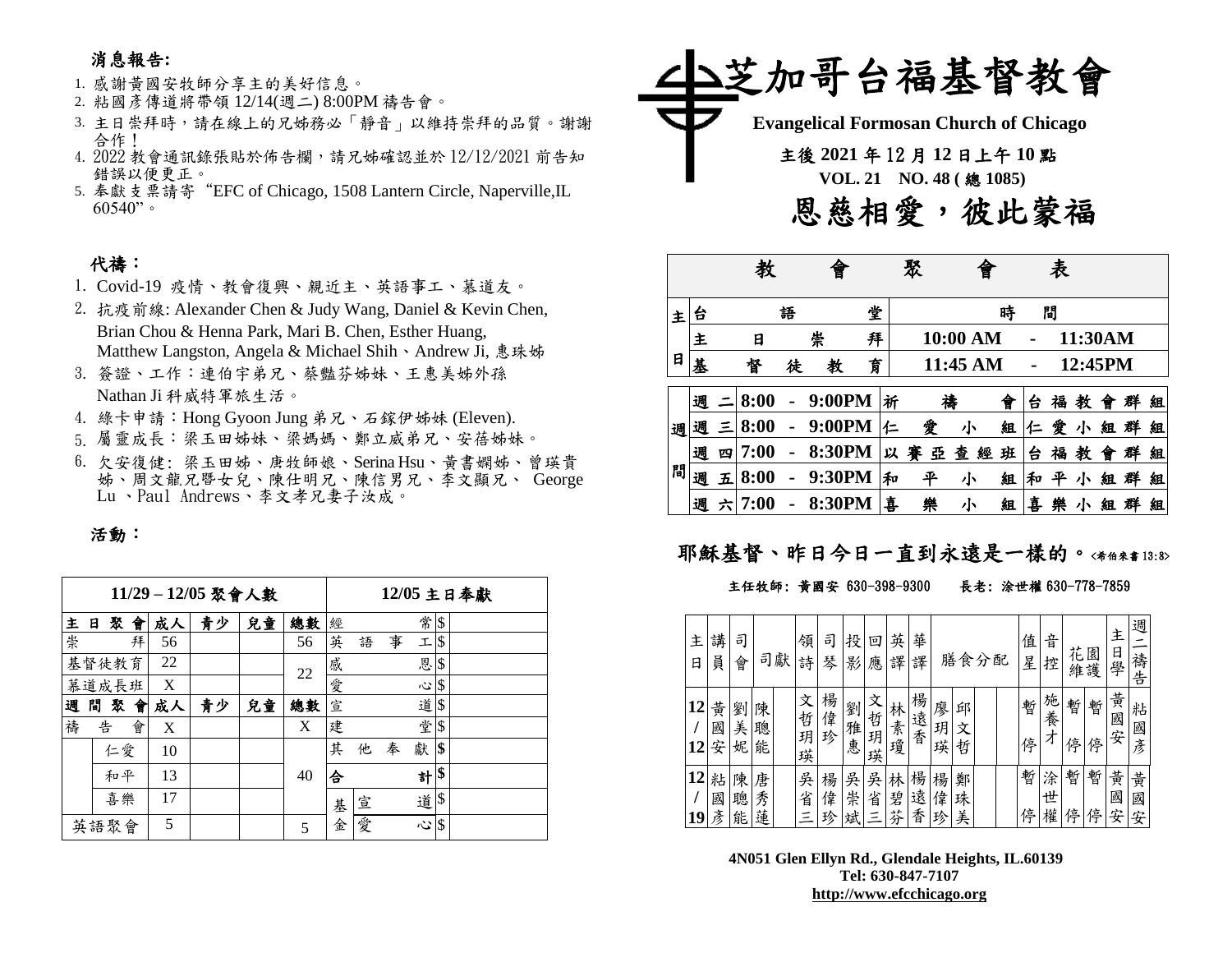## 消息報告:

1. 感謝黃國安牧師分享主的美好信息。
2. 粘國彥傳道將帶領 12/14(週二) 8:00PM 禱告會。
3. 主日崇拜時，請在線上的兄姊務必「靜音」以維持崇拜的品質。謝謝合作！
4. 2022 教會通訊錄張貼於佈告欄，請兄姊確認並於 12/12/2021 前告知錯誤以便更正。
5. 奉獻支票請寄 "EFC of Chicago, 1508 Lantern Circle, Naperville,IL 60540"。

## 代禱：

1. Covid-19 疫情、教會復興、親近主、英語事工、慕道友。
2. 抗疫前線: Alexander Chen & Judy Wang, Daniel & Kevin Chen, Brian Chou & Henna Park, Mari B. Chen, Esther Huang, Matthew Langston, Angela & Michael Shih、Andrew Ji, 惠珠姊
3. 簽證、工作：連伯宇弟兄、蔡豔芬姊妹、王惠美姊外孫 Nathan Ji 科威特軍旅生活。
4. 綠卡申請：Hong Gyoon Jung 弟兄、石鎵伊姊妹 (Eleven).
5. 屬靈成長：梁玉田姊妹、梁媽媽、鄭立威弟兄、安蓓姊妹。
6. 欠安復健: 梁玉田姊、唐牧師娘、Serina Hsu、黃書嫻姊、曾瑛貴姊、周文龍兄暨女兒、陳仕明兄、陳信男兄、李文顯兄、 George Lu 、Paul Andrews、李文孝兄妻子汝成。

## 活動：

| 11/29 – 12/05 聚會人數 | | | | | | 12/05 主日奉獻 | | |
|---|---|---|---|---|---|---|---|---|
| 主日聚會 | | 成人 | 青少 | 兒童 | 總數 | 經常 | | $ |
| 崇拜 | | 56 | | | 56 | 英語事工 | | $ |
| 基督徒教育 | | 22 | | | 22 | 感恩 | | $ |
| 慕道成長班 | | X | | | | 愛心 | | $ |
| 週間聚會 | | 成人 | 青少 | 兒童 | 總數 | 宣道 | | $ |
| 禱告會 | | X | | | X | 建堂 | | $ |
| | 仁愛 | 10 | | | 40 | 其他奉獻 | | $ |
| | 和平 | 13 | | | | 合計 | | $ |
| | 喜樂 | 17 | | | | 基金 | 宣道 | $ |
| 英語聚會 | | 5 | | | 5 | | 愛心 | $ |

# 芝加哥台福基督教會

**Evangelical Formosan Church of Chicago**

**主後 2021 年 12 月 12 日上午 10 點**

**VOL. 21 NO. 48 ( 總 1085)**

## 恩慈相愛，彼此蒙福

| 教會聚會表 | | | |
|---|---|---|---|
| 主日 | 台語堂 | 時間 | |
| | 主日崇拜 | 10:00 AM - 11:30AM | |
| | 基督徒教育 | 11:45 AM - 12:45PM | |
| 週間 | 週二 8:00 - 9:00PM | 祈禱會 | 台福教會群組 |
| | 週三 8:00 - 9:00PM | 仁愛小組 | 仁愛小組群組 |
| | 週四 7:00 - 8:30PM | 以賽亞查經班 | 台福教會群組 |
| | 週五 8:00 - 9:30PM | 和平小組 | 和平小組群組 |
| | 週六 7:00 - 8:30PM | 喜樂小組 | 喜樂小組群組 |

**耶穌基督、昨日今日一直到永遠是一樣的。**<希伯來書 13:8>

主任牧師: 黃國安 630-398-9300 長老: 涂世權 630-778-7859

| 主日 | 講員 | 司會 | 司獻 | | 領詩 | 司琴 | 投影 | 回應 | 英譯 | 華譯 | 膳食分配 | | | | 值星 | 音控 | 花園維護 | | 主日學 | 週二禱告 |
|---|---|---|---|---|---|---|---|---|---|---|---|---|---|---|---|---|---|---|---|---|
| 12/12 | 黃國安 | 劉美妮 | 陳聰能 | | 文哲玥瑛 | 楊偉珍 | 劉雅惠 | 文哲玥瑛 | 林素瓊 | 楊遠香 | 廖玥瑛 | 邱文哲 | | | 暫停 | 施養才 | 暫停 | 暫停 | 黃國安 | 粘國彥 |
| 12/19 | 粘國彥 | 陳聰能 | 唐秀蓮 | | 吳省三 | 楊偉珍 | 吳崇斌 | 吳省三 | 林碧芬 | 楊遠香 | 楊偉珍 | 鄭珠美 | | | 暫停 | 涂世權 | 暫停 | 暫停 | 黃國安 | 黃國安 |

**4N051 Glen Ellyn Rd., Glendale Heights, IL.60139**
**Tel: 630-847-7107**
**http://www.efcchicago.org**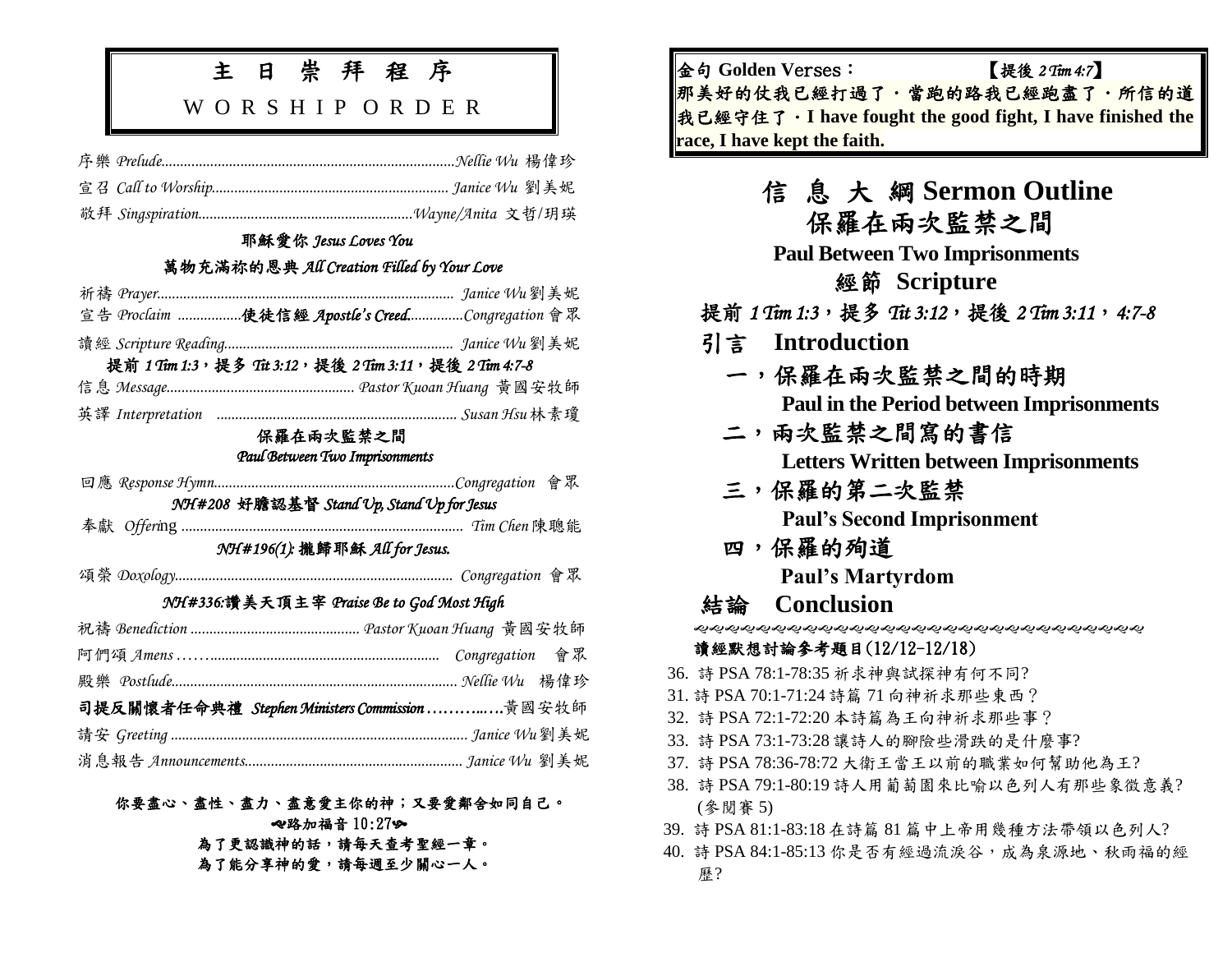# 主 日 崇 拜 程 序

## W O R S H I P O R D E R

序樂 *Prelude*............................................................................*Nellie Wu* 楊偉珍

宣召 *Call to Worship*.............................................................. *Janice Wu* 劉美妮

敬拜 *Singspiration*.........................................................*Wayne/Anita* 文哲/玥瑛

**耶穌愛你 *Jesus Loves You***

**萬物充滿祢的恩典 *All Creation Filled by Your Love***

祈禱 *Prayer*.............................................................................. *Janice Wu* 劉美妮

宣告 *Proclaim* .................**使徒信經 *Apostle's Creed***..............*Congregation* 會眾

讀經 *Scripture Reading*............................................................ *Janice Wu* 劉美妮

**提前 *1 Tim 1:3*，提多 *Tit 3:12*，提後 *2 Tim 3:11*，提後 *2 Tim 4:7-8***

信息 *Message*................................................. *Pastor Kuoan Huang* 黃國安牧師

英譯 *Interpretation* ............................................................... *Susan Hsu* 林素瓊

**保羅在兩次監禁之間**

***Paul Between Two Imprisonments***

回應 *Response Hymn*...............................................................*Congregation* 會眾

***NH#208* 好膽認基督 *Stand Up, Stand Up for Jesus***

奉獻 *Offering* .......................................................................... *Tim Chen* 陳聰能

***NH#196(1):* 攏歸耶穌 *All for Jesus.***

頌榮 *Doxology*......................................................................... *Congregation* 會眾

***NH#336:*讚美天頂主宰 *Praise Be to God Most High***

祝禱 *Benediction* ............................................. *Pastor Kuoan Huang* 黃國安牧師

阿們頌 *Amens* ……........................................................... *Congregation* 會眾

殿樂 *Postlude*............................................................................ *Nellie Wu* 楊偉珍

**司提反關懷者任命典禮 *Stephen Ministers Commission* ………...….黃國安牧師**

請安 *Greeting* .............................................................................. *Janice Wu* 劉美妮

消息報告 *Announcements*.......................................................... *Janice Wu* 劉美妮

**你要盡心、盡性、盡力、盡意愛主你的神；又要愛鄰舍如同自己。**

**路加福音 10:27**

**為了更認識神的話，請每天查考聖經一章。**

**為了能分享神的愛，請每週至少關心一人。**

---

**金句 Golden Verses：** 【提後 *2 Tim 4:7*】

**那美好的仗我已經打過了．當跑的路我已經跑盡了．所信的道我已經守住了．I have fought the good fight, I have finished the race, I have kept the faith.**

# 信 息 大 綱 Sermon Outline

## 保羅在兩次監禁之間

**Paul Between Two Imprisonments**

## 經節 Scripture

**提前 *1 Tim 1:3*，提多 *Tit 3:12*，提後 *2 Tim 3:11*，*4:7-8***

## 引言 Introduction

**一，保羅在兩次監禁之間的時期**
**Paul in the Period between Imprisonments**

**二，兩次監禁之間寫的書信**
**Letters Written between Imprisonments**

**三，保羅的第二次監禁**
**Paul's Second Imprisonment**

**四，保羅的殉道**
**Paul's Martyrdom**

## 結論 Conclusion

**讀經默想討論參考題目(12/12-12/18)**

36. 詩 PSA 78:1-78:35 祈求神與試探神有何不同?
31. 詩 PSA 70:1-71:24 詩篇 71 向神祈求那些東西？
32. 詩 PSA 72:1-72:20 本詩篇為王向神祈求那些事？
33. 詩 PSA 73:1-73:28 讓詩人的腳險些滑跌的是什麼事?
37. 詩 PSA 78:36-78:72 大衛王當王以前的職業如何幫助他為王?
38. 詩 PSA 79:1-80:19 詩人用葡萄園來比喻以色列人有那些象徵意義?(參閱賽 5)
39. 詩 PSA 81:1-83:18 在詩篇 81 篇中上帝用幾種方法帶領以色列人?
40. 詩 PSA 84:1-85:13 你是否有經過流淚谷，成為泉源地、秋雨福的經歷?